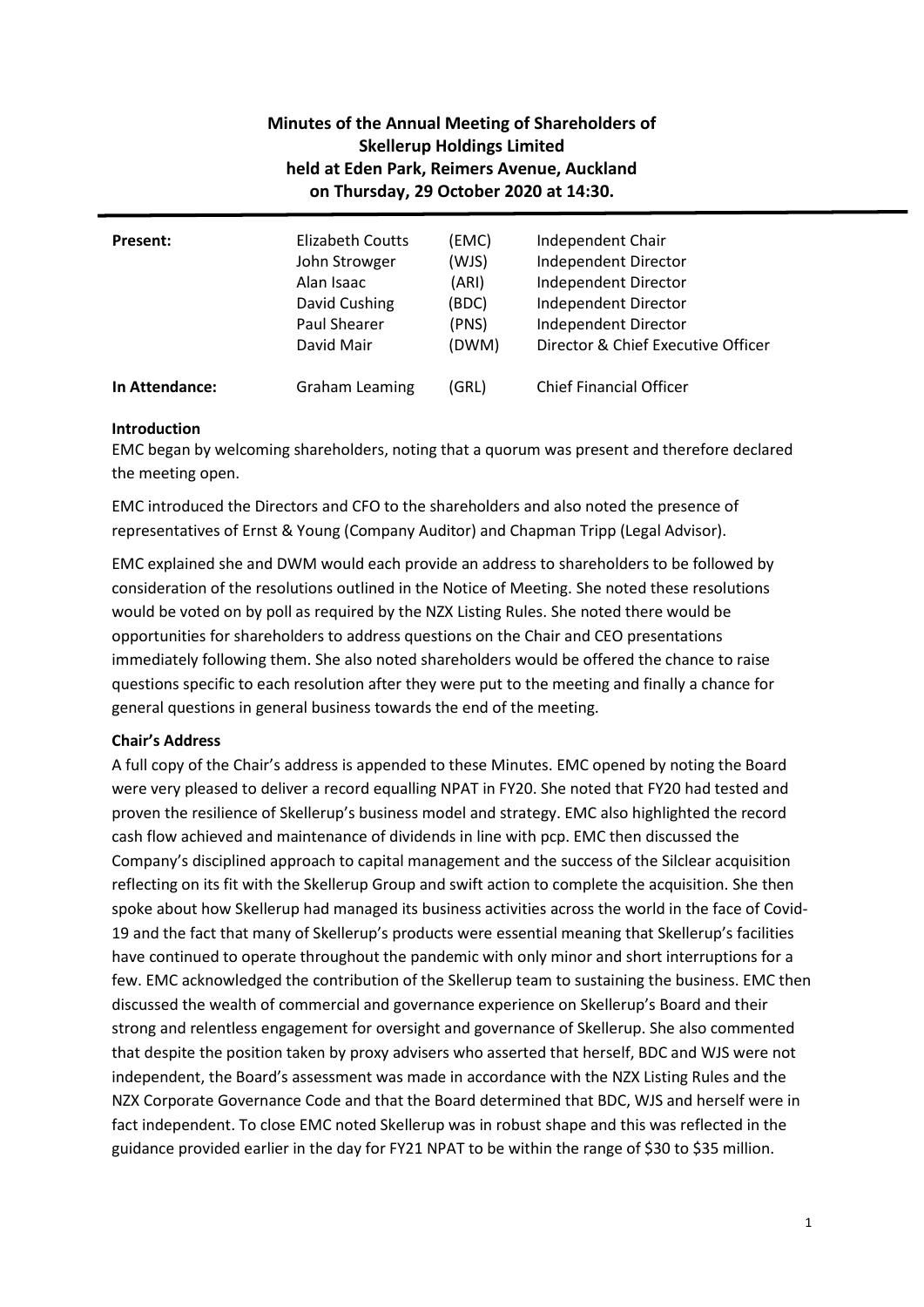# Minutes of the Annual Meeting of Shareholders of Skellerup Holdings Limited held at Eden Park, Reimers Avenue, Auckland on Thursday, 29 October 2020 at 14:30.

| | | | |
|---|---|---|---|
| **Present:** | Elizabeth Coutts | (EMC) | Independent Chair |
| | John Strowger | (WJS) | Independent Director |
| | Alan Isaac | (ARI) | Independent Director |
| | David Cushing | (BDC) | Independent Director |
| | Paul Shearer | (PNS) | Independent Director |
| | David Mair | (DWM) | Director & Chief Executive Officer |
| **In Attendance:** | Graham Leaming | (GRL) | Chief Financial Officer |

**Introduction**

EMC began by welcoming shareholders, noting that a quorum was present and therefore declared the meeting open.

EMC introduced the Directors and CFO to the shareholders and also noted the presence of representatives of Ernst & Young (Company Auditor) and Chapman Tripp (Legal Advisor).

EMC explained she and DWM would each provide an address to shareholders to be followed by consideration of the resolutions outlined in the Notice of Meeting. She noted these resolutions would be voted on by poll as required by the NZX Listing Rules. She noted there would be opportunities for shareholders to address questions on the Chair and CEO presentations immediately following them. She also noted shareholders would be offered the chance to raise questions specific to each resolution after they were put to the meeting and finally a chance for general questions in general business towards the end of the meeting.

**Chair's Address**

A full copy of the Chair's address is appended to these Minutes. EMC opened by noting the Board were very pleased to deliver a record equalling NPAT in FY20. She noted that FY20 had tested and proven the resilience of Skellerup's business model and strategy. EMC also highlighted the record cash flow achieved and maintenance of dividends in line with pcp. EMC then discussed the Company's disciplined approach to capital management and the success of the Silclear acquisition reflecting on its fit with the Skellerup Group and swift action to complete the acquisition. She then spoke about how Skellerup had managed its business activities across the world in the face of Covid-19 and the fact that many of Skellerup's products were essential meaning that Skellerup's facilities have continued to operate throughout the pandemic with only minor and short interruptions for a few. EMC acknowledged the contribution of the Skellerup team to sustaining the business. EMC then discussed the wealth of commercial and governance experience on Skellerup's Board and their strong and relentless engagement for oversight and governance of Skellerup. She also commented that despite the position taken by proxy advisers who asserted that herself, BDC and WJS were not independent, the Board's assessment was made in accordance with the NZX Listing Rules and the NZX Corporate Governance Code and that the Board determined that BDC, WJS and herself were in fact independent. To close EMC noted Skellerup was in robust shape and this was reflected in the guidance provided earlier in the day for FY21 NPAT to be within the range of $30 to $35 million.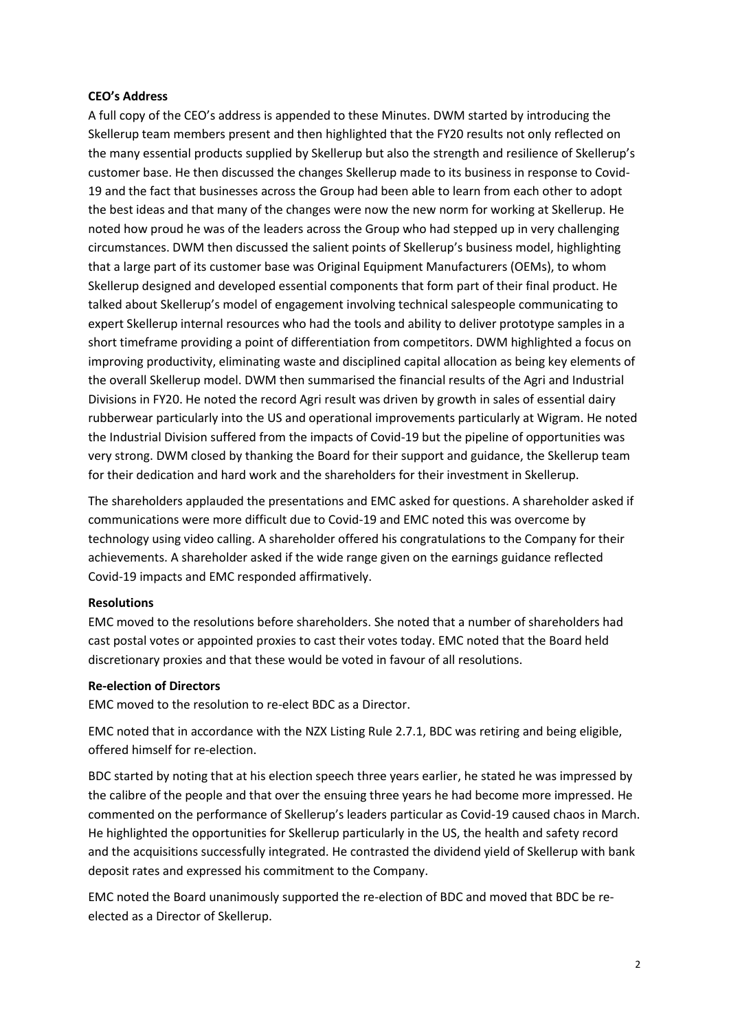**CEO's Address**

A full copy of the CEO's address is appended to these Minutes. DWM started by introducing the Skellerup team members present and then highlighted that the FY20 results not only reflected on the many essential products supplied by Skellerup but also the strength and resilience of Skellerup's customer base. He then discussed the changes Skellerup made to its business in response to Covid-19 and the fact that businesses across the Group had been able to learn from each other to adopt the best ideas and that many of the changes were now the new norm for working at Skellerup. He noted how proud he was of the leaders across the Group who had stepped up in very challenging circumstances. DWM then discussed the salient points of Skellerup's business model, highlighting that a large part of its customer base was Original Equipment Manufacturers (OEMs), to whom Skellerup designed and developed essential components that form part of their final product. He talked about Skellerup's model of engagement involving technical salespeople communicating to expert Skellerup internal resources who had the tools and ability to deliver prototype samples in a short timeframe providing a point of differentiation from competitors. DWM highlighted a focus on improving productivity, eliminating waste and disciplined capital allocation as being key elements of the overall Skellerup model. DWM then summarised the financial results of the Agri and Industrial Divisions in FY20. He noted the record Agri result was driven by growth in sales of essential dairy rubberwear particularly into the US and operational improvements particularly at Wigram. He noted the Industrial Division suffered from the impacts of Covid-19 but the pipeline of opportunities was very strong. DWM closed by thanking the Board for their support and guidance, the Skellerup team for their dedication and hard work and the shareholders for their investment in Skellerup.

The shareholders applauded the presentations and EMC asked for questions. A shareholder asked if communications were more difficult due to Covid-19 and EMC noted this was overcome by technology using video calling. A shareholder offered his congratulations to the Company for their achievements. A shareholder asked if the wide range given on the earnings guidance reflected Covid-19 impacts and EMC responded affirmatively.

**Resolutions**

EMC moved to the resolutions before shareholders. She noted that a number of shareholders had cast postal votes or appointed proxies to cast their votes today. EMC noted that the Board held discretionary proxies and that these would be voted in favour of all resolutions.

**Re-election of Directors**

EMC moved to the resolution to re-elect BDC as a Director.

EMC noted that in accordance with the NZX Listing Rule 2.7.1, BDC was retiring and being eligible, offered himself for re-election.

BDC started by noting that at his election speech three years earlier, he stated he was impressed by the calibre of the people and that over the ensuing three years he had become more impressed. He commented on the performance of Skellerup's leaders particular as Covid-19 caused chaos in March. He highlighted the opportunities for Skellerup particularly in the US, the health and safety record and the acquisitions successfully integrated. He contrasted the dividend yield of Skellerup with bank deposit rates and expressed his commitment to the Company.

EMC noted the Board unanimously supported the re-election of BDC and moved that BDC be re-elected as a Director of Skellerup.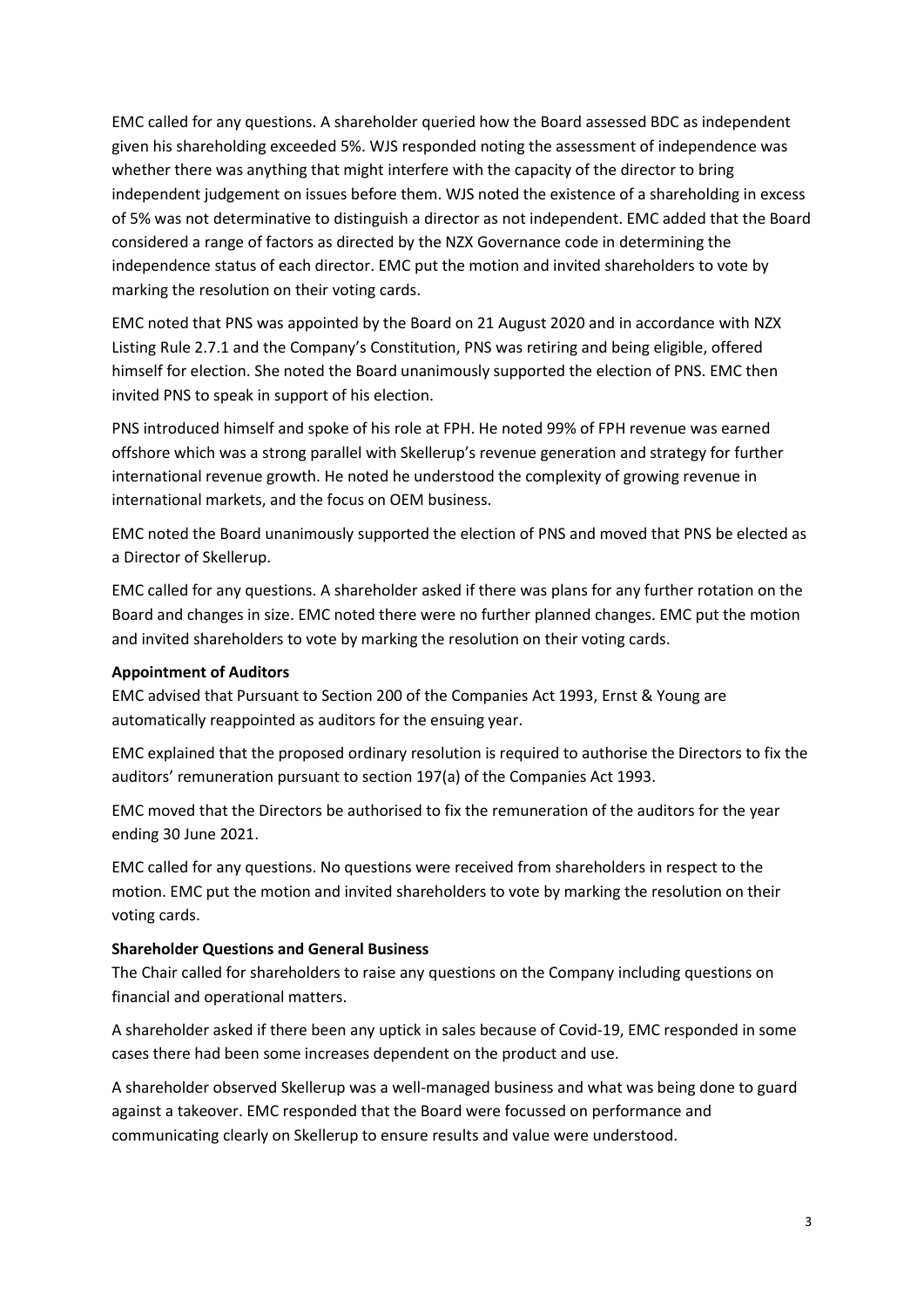EMC called for any questions. A shareholder queried how the Board assessed BDC as independent given his shareholding exceeded 5%. WJS responded noting the assessment of independence was whether there was anything that might interfere with the capacity of the director to bring independent judgement on issues before them. WJS noted the existence of a shareholding in excess of 5% was not determinative to distinguish a director as not independent. EMC added that the Board considered a range of factors as directed by the NZX Governance code in determining the independence status of each director. EMC put the motion and invited shareholders to vote by marking the resolution on their voting cards.

EMC noted that PNS was appointed by the Board on 21 August 2020 and in accordance with NZX Listing Rule 2.7.1 and the Company's Constitution, PNS was retiring and being eligible, offered himself for election. She noted the Board unanimously supported the election of PNS. EMC then invited PNS to speak in support of his election.

PNS introduced himself and spoke of his role at FPH. He noted 99% of FPH revenue was earned offshore which was a strong parallel with Skellerup's revenue generation and strategy for further international revenue growth. He noted he understood the complexity of growing revenue in international markets, and the focus on OEM business.

EMC noted the Board unanimously supported the election of PNS and moved that PNS be elected as a Director of Skellerup.

EMC called for any questions. A shareholder asked if there was plans for any further rotation on the Board and changes in size. EMC noted there were no further planned changes. EMC put the motion and invited shareholders to vote by marking the resolution on their voting cards.

**Appointment of Auditors**

EMC advised that Pursuant to Section 200 of the Companies Act 1993, Ernst & Young are automatically reappointed as auditors for the ensuing year.

EMC explained that the proposed ordinary resolution is required to authorise the Directors to fix the auditors' remuneration pursuant to section 197(a) of the Companies Act 1993.

EMC moved that the Directors be authorised to fix the remuneration of the auditors for the year ending 30 June 2021.

EMC called for any questions. No questions were received from shareholders in respect to the motion. EMC put the motion and invited shareholders to vote by marking the resolution on their voting cards.

**Shareholder Questions and General Business**

The Chair called for shareholders to raise any questions on the Company including questions on financial and operational matters.

A shareholder asked if there been any uptick in sales because of Covid-19, EMC responded in some cases there had been some increases dependent on the product and use.

A shareholder observed Skellerup was a well-managed business and what was being done to guard against a takeover. EMC responded that the Board were focussed on performance and communicating clearly on Skellerup to ensure results and value were understood.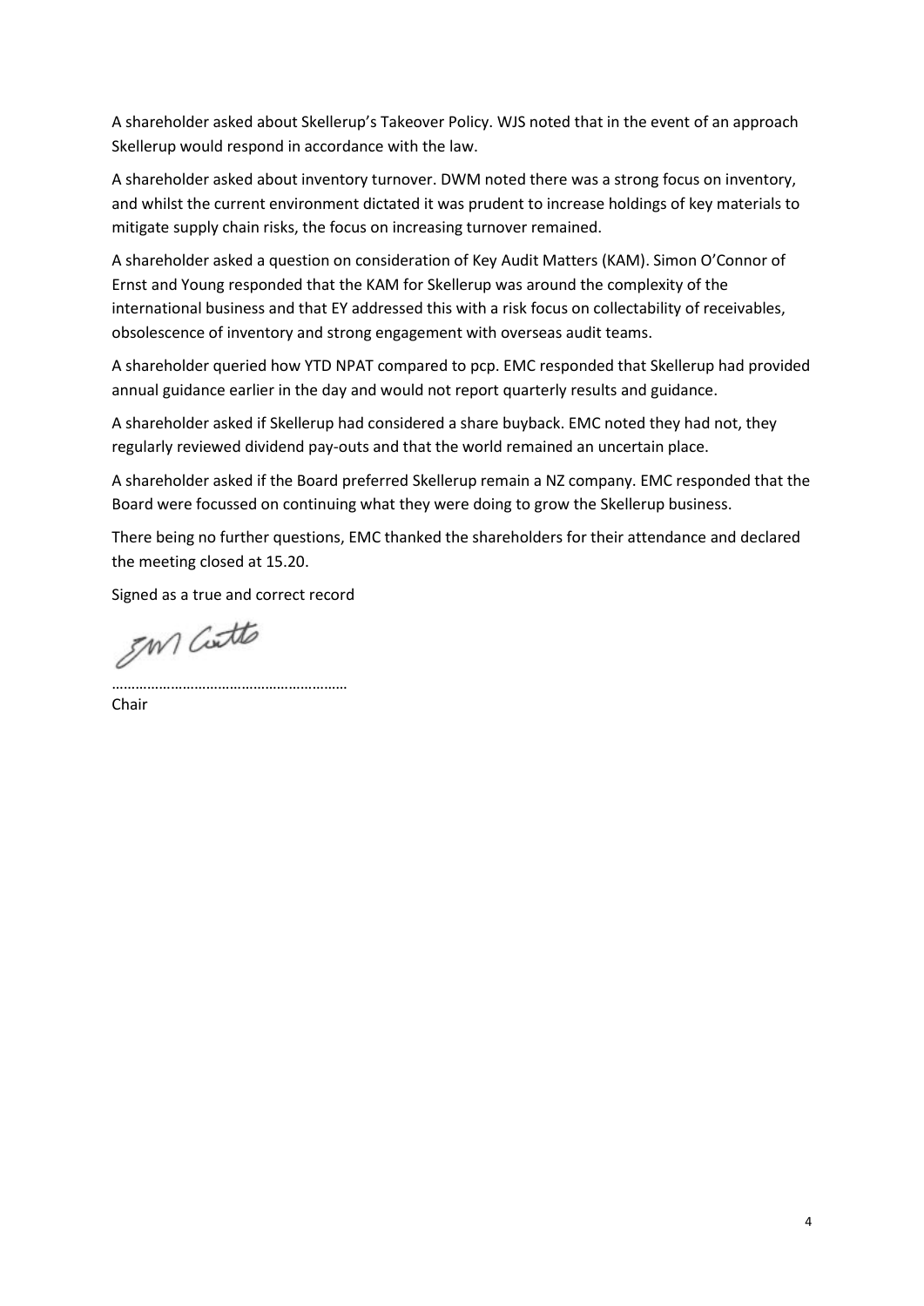A shareholder asked about Skellerup's Takeover Policy. WJS noted that in the event of an approach Skellerup would respond in accordance with the law.

A shareholder asked about inventory turnover. DWM noted there was a strong focus on inventory, and whilst the current environment dictated it was prudent to increase holdings of key materials to mitigate supply chain risks, the focus on increasing turnover remained.

A shareholder asked a question on consideration of Key Audit Matters (KAM). Simon O'Connor of Ernst and Young responded that the KAM for Skellerup was around the complexity of the international business and that EY addressed this with a risk focus on collectability of receivables, obsolescence of inventory and strong engagement with overseas audit teams.

A shareholder queried how YTD NPAT compared to pcp. EMC responded that Skellerup had provided annual guidance earlier in the day and would not report quarterly results and guidance.

A shareholder asked if Skellerup had considered a share buyback. EMC noted they had not, they regularly reviewed dividend pay-outs and that the world remained an uncertain place.

A shareholder asked if the Board preferred Skellerup remain a NZ company. EMC responded that the Board were focussed on continuing what they were doing to grow the Skellerup business.

There being no further questions, EMC thanked the shareholders for their attendance and declared the meeting closed at 15.20.

Signed as a true and correct record

EM Coutts

…………………………………………………

Chair